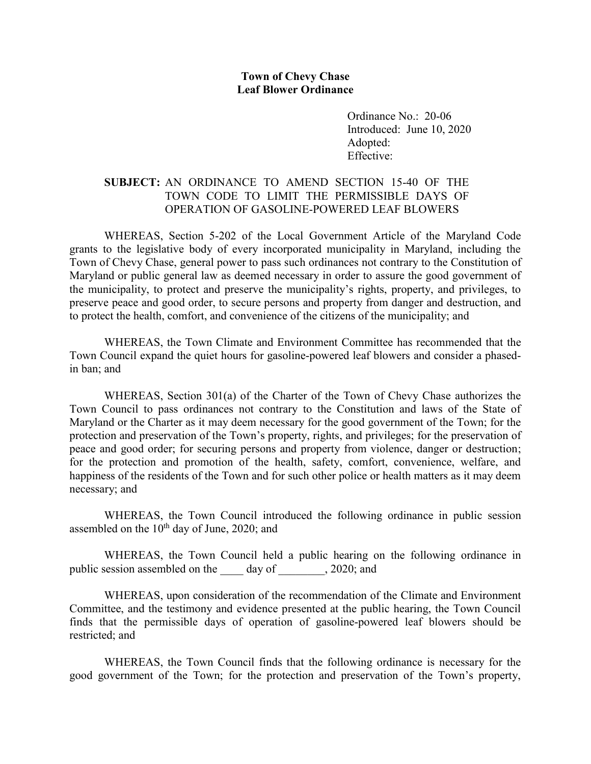**Town of Chevy Chase**
**Leaf Blower Ordinance**

Ordinance No.: 20-06
Introduced: June 10, 2020
Adopted:
Effective:

**SUBJECT:** AN ORDINANCE TO AMEND SECTION 15-40 OF THE TOWN CODE TO LIMIT THE PERMISSIBLE DAYS OF OPERATION OF GASOLINE-POWERED LEAF BLOWERS

WHEREAS, Section 5-202 of the Local Government Article of the Maryland Code grants to the legislative body of every incorporated municipality in Maryland, including the Town of Chevy Chase, general power to pass such ordinances not contrary to the Constitution of Maryland or public general law as deemed necessary in order to assure the good government of the municipality, to protect and preserve the municipality's rights, property, and privileges, to preserve peace and good order, to secure persons and property from danger and destruction, and to protect the health, comfort, and convenience of the citizens of the municipality; and

WHEREAS, the Town Climate and Environment Committee has recommended that the Town Council expand the quiet hours for gasoline-powered leaf blowers and consider a phased-in ban; and

WHEREAS, Section 301(a) of the Charter of the Town of Chevy Chase authorizes the Town Council to pass ordinances not contrary to the Constitution and laws of the State of Maryland or the Charter as it may deem necessary for the good government of the Town; for the protection and preservation of the Town's property, rights, and privileges; for the preservation of peace and good order; for securing persons and property from violence, danger or destruction; for the protection and promotion of the health, safety, comfort, convenience, welfare, and happiness of the residents of the Town and for such other police or health matters as it may deem necessary; and

WHEREAS, the Town Council introduced the following ordinance in public session assembled on the 10th day of June, 2020; and

WHEREAS, the Town Council held a public hearing on the following ordinance in public session assembled on the ____ day of ________, 2020; and

WHEREAS, upon consideration of the recommendation of the Climate and Environment Committee, and the testimony and evidence presented at the public hearing, the Town Council finds that the permissible days of operation of gasoline-powered leaf blowers should be restricted; and

WHEREAS, the Town Council finds that the following ordinance is necessary for the good government of the Town; for the protection and preservation of the Town's property,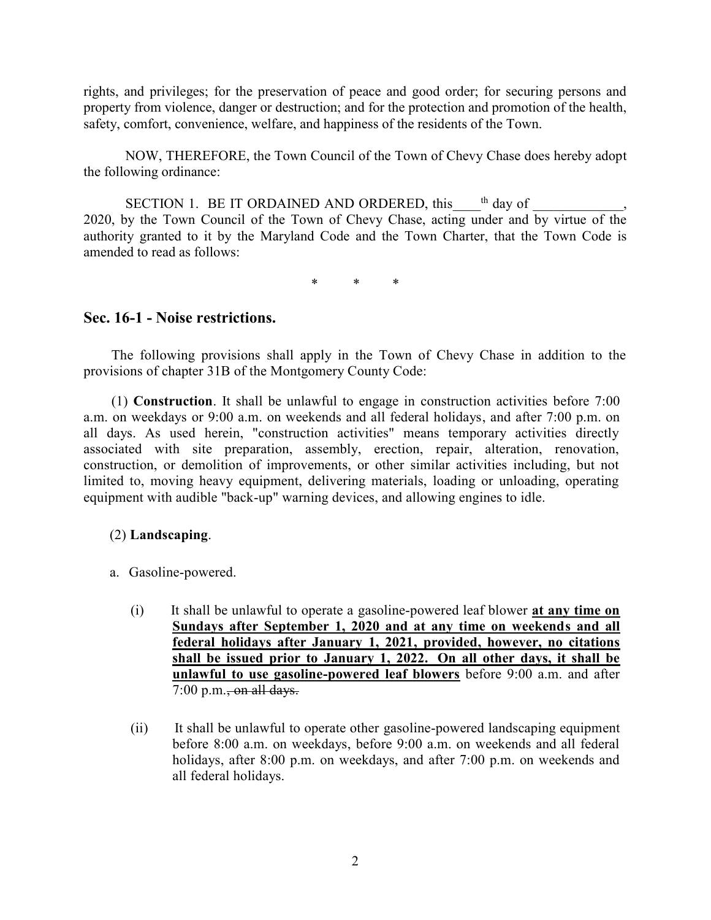rights, and privileges; for the preservation of peace and good order; for securing persons and property from violence, danger or destruction; and for the protection and promotion of the health, safety, comfort, convenience, welfare, and happiness of the residents of the Town.

NOW, THEREFORE, the Town Council of the Town of Chevy Chase does hereby adopt the following ordinance:

SECTION 1. BE IT ORDAINED AND ORDERED, this____th day of _____________, 2020, by the Town Council of the Town of Chevy Chase, acting under and by virtue of the authority granted to it by the Maryland Code and the Town Charter, that the Town Code is amended to read as follows:

\* \* \*

## Sec. 16-1 - Noise restrictions.

The following provisions shall apply in the Town of Chevy Chase in addition to the provisions of chapter 31B of the Montgomery County Code:

(1) **Construction**. It shall be unlawful to engage in construction activities before 7:00 a.m. on weekdays or 9:00 a.m. on weekends and all federal holidays, and after 7:00 p.m. on all days. As used herein, "construction activities" means temporary activities directly associated with site preparation, assembly, erection, repair, alteration, renovation, construction, or demolition of improvements, or other similar activities including, but not limited to, moving heavy equipment, delivering materials, loading or unloading, operating equipment with audible "back-up" warning devices, and allowing engines to idle.

(2) **Landscaping**.

a. Gasoline-powered.

(i) It shall be unlawful to operate a gasoline-powered leaf blower <u>**at any time on Sundays after September 1, 2020 and at any time on weekends and all federal holidays after January 1, 2021, provided, however, no citations shall be issued prior to January 1, 2022. On all other days, it shall be unlawful to use gasoline-powered leaf blowers**</u> before 9:00 a.m. and after 7:00 p.m.~~, on all days.~~

(ii) It shall be unlawful to operate other gasoline-powered landscaping equipment before 8:00 a.m. on weekdays, before 9:00 a.m. on weekends and all federal holidays, after 8:00 p.m. on weekdays, and after 7:00 p.m. on weekends and all federal holidays.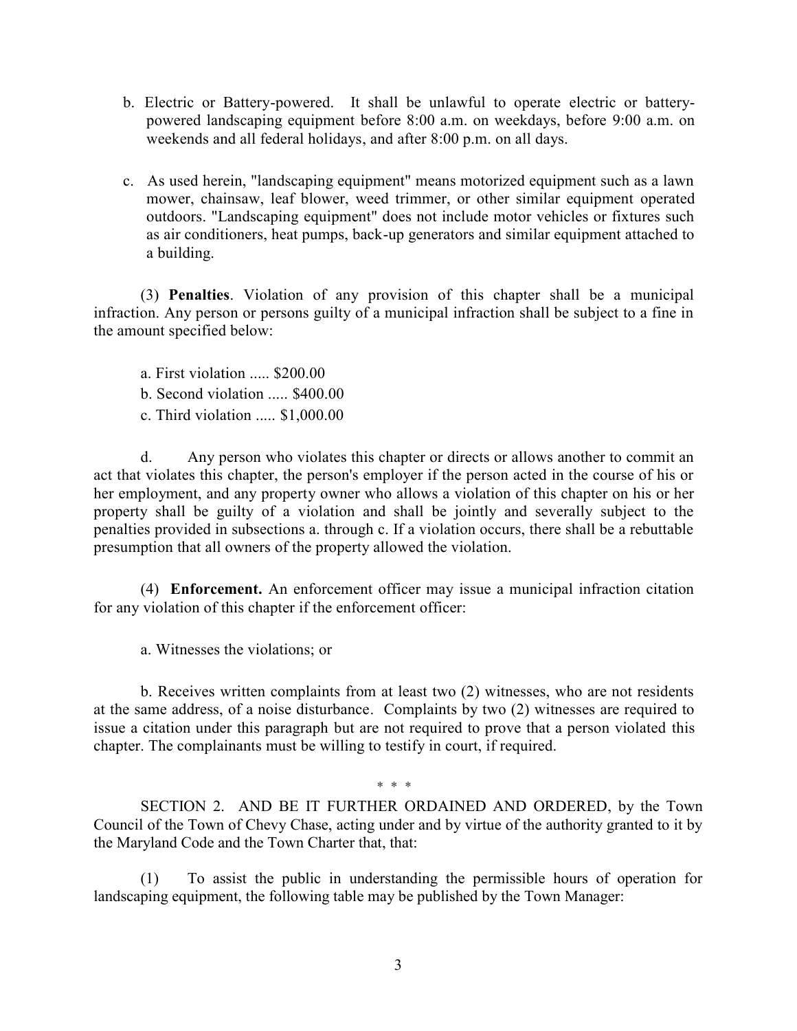b. Electric or Battery-powered. It shall be unlawful to operate electric or battery-powered landscaping equipment before 8:00 a.m. on weekdays, before 9:00 a.m. on weekends and all federal holidays, and after 8:00 p.m. on all days.

c. As used herein, "landscaping equipment" means motorized equipment such as a lawn mower, chainsaw, leaf blower, weed trimmer, or other similar equipment operated outdoors. "Landscaping equipment" does not include motor vehicles or fixtures such as air conditioners, heat pumps, back-up generators and similar equipment attached to a building.

(3) **Penalties**. Violation of any provision of this chapter shall be a municipal infraction. Any person or persons guilty of a municipal infraction shall be subject to a fine in the amount specified below:

a. First violation ..... $200.00

b. Second violation ..... $400.00

c. Third violation ..... $1,000.00

d. Any person who violates this chapter or directs or allows another to commit an act that violates this chapter, the person's employer if the person acted in the course of his or her employment, and any property owner who allows a violation of this chapter on his or her property shall be guilty of a violation and shall be jointly and severally subject to the penalties provided in subsections a. through c. If a violation occurs, there shall be a rebuttable presumption that all owners of the property allowed the violation.

(4) **Enforcement.** An enforcement officer may issue a municipal infraction citation for any violation of this chapter if the enforcement officer:

a. Witnesses the violations; or

b. Receives written complaints from at least two (2) witnesses, who are not residents at the same address, of a noise disturbance. Complaints by two (2) witnesses are required to issue a citation under this paragraph but are not required to prove that a person violated this chapter. The complainants must be willing to testify in court, if required.

\* \* \*

SECTION 2. AND BE IT FURTHER ORDAINED AND ORDERED, by the Town Council of the Town of Chevy Chase, acting under and by virtue of the authority granted to it by the Maryland Code and the Town Charter that, that:

(1) To assist the public in understanding the permissible hours of operation for landscaping equipment, the following table may be published by the Town Manager: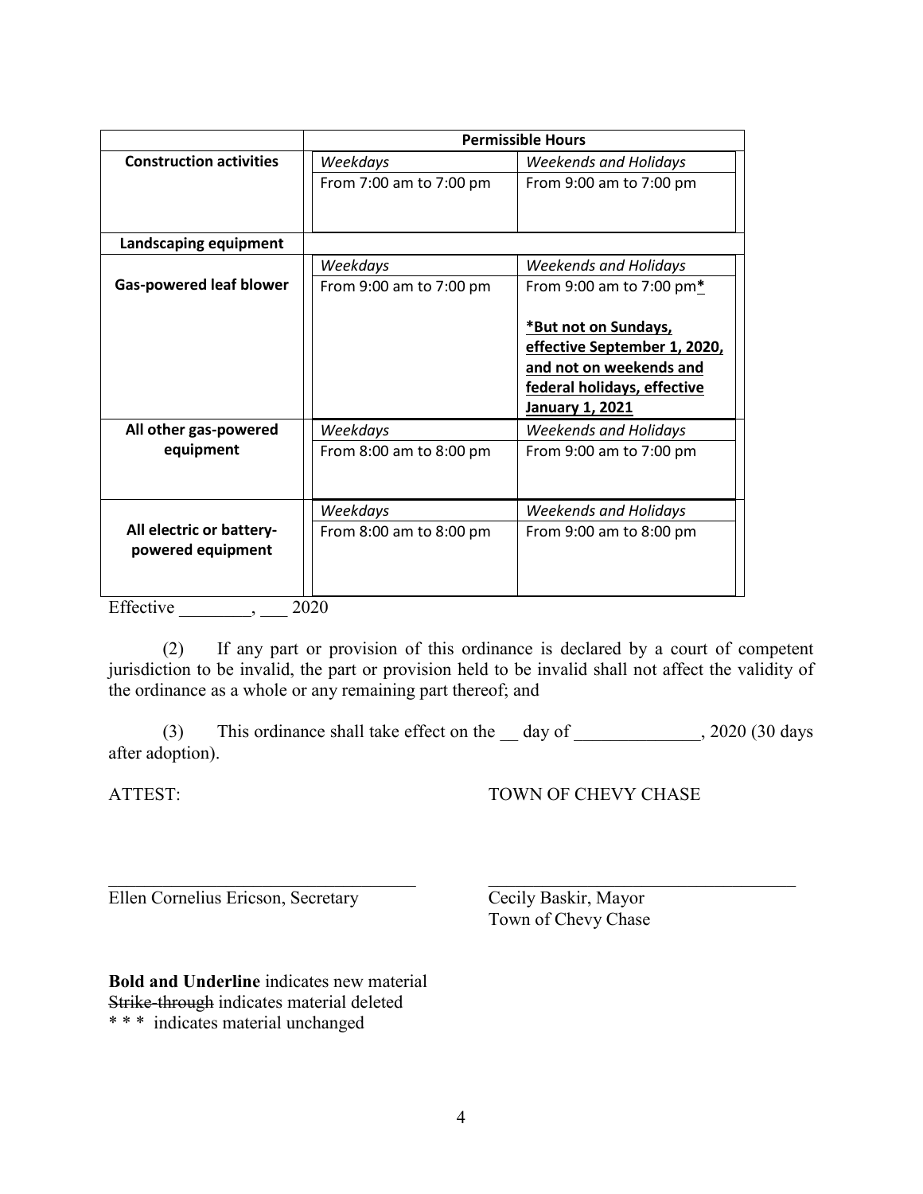| | Permissible Hours | |
|---|---|---|
| **Construction activities** | *Weekdays* | *Weekends and Holidays* |
| | From 7:00 am to 7:00 pm | From 9:00 am to 7:00 pm |
| **Landscaping equipment** | | |
| | *Weekdays* | *Weekends and Holidays* |
| **Gas-powered leaf blower** | From 9:00 am to 7:00 pm | From 9:00 am to 7:00 pm**<u>*</u>**<br><br>**<u>*But not on Sundays, effective September 1, 2020, and not on weekends and federal holidays, effective January 1, 2021</u>** |
| **All other gas-powered equipment** | *Weekdays* | *Weekends and Holidays* |
| | From 8:00 am to 8:00 pm | From 9:00 am to 7:00 pm |
| | *Weekdays* | *Weekends and Holidays* |
| **All electric or battery-powered equipment** | From 8:00 am to 8:00 pm | From 9:00 am to 8:00 pm |

Effective ________, ___ 2020

(2) If any part or provision of this ordinance is declared by a court of competent jurisdiction to be invalid, the part or provision held to be invalid shall not affect the validity of the ordinance as a whole or any remaining part thereof; and

(3) This ordinance shall take effect on the __ day of ______________, 2020 (30 days after adoption).

ATTEST: TOWN OF CHEVY CHASE

____________________________________

Ellen Cornelius Ericson, Secretary

____________________________________

Cecily Baskir, Mayor
Town of Chevy Chase

**<u>Bold and Underline</u>** indicates new material
~~Strike-through~~ indicates material deleted
\* \* \* indicates material unchanged